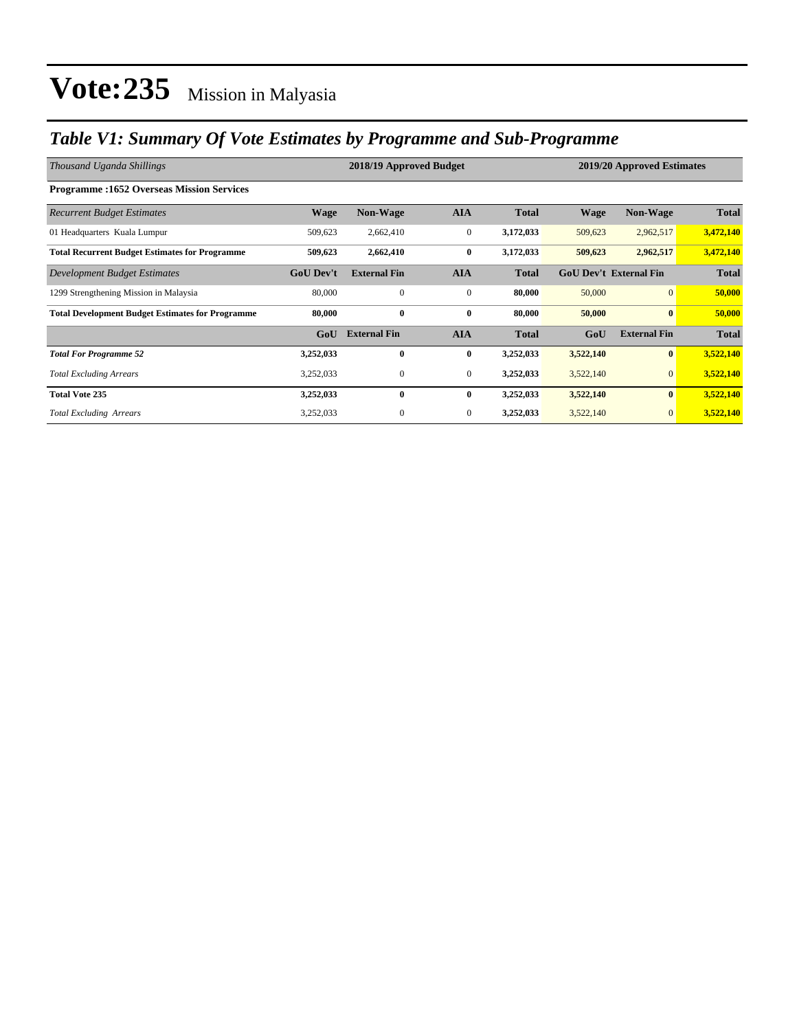# Vote:235 Mission in Malyasia

## *Table V1: Summary Of Vote Estimates by Programme and Sub-Programme*

| *Thousand Uganda Shillings* | 2018/19 Approved Budget | | | | 2019/20 Approved Estimates | | |
|---|---|---|---|---|---|---|---|
| **Programme :1652 Overseas Mission Services** | | | | | | | |
| *Recurrent Budget Estimates* | **Wage** | **Non-Wage** | **AIA** | **Total** | **Wage** | **Non-Wage** | **Total** |
| 01 Headquarters Kuala Lumpur | 509,623 | 2,662,410 | 0 | **3,172,033** | 509,623 | 2,962,517 | **3,472,140** |
| **Total Recurrent Budget Estimates for Programme** | **509,623** | **2,662,410** | **0** | **3,172,033** | **509,623** | **2,962,517** | **3,472,140** |
| *Development Budget Estimates* | **GoU Dev't** | **External Fin** | **AIA** | **Total** | **GoU Dev't** | **External Fin** | **Total** |
| 1299 Strengthening Mission in Malaysia | 80,000 | 0 | 0 | **80,000** | 50,000 | 0 | **50,000** |
| **Total Development Budget Estimates for Programme** | **80,000** | **0** | **0** | **80,000** | **50,000** | **0** | **50,000** |
| | **GoU** | **External Fin** | **AIA** | **Total** | **GoU** | **External Fin** | **Total** |
| ***Total For Programme 52*** | **3,252,033** | **0** | **0** | **3,252,033** | **3,522,140** | **0** | **3,522,140** |
| *Total Excluding Arrears* | 3,252,033 | 0 | 0 | **3,252,033** | 3,522,140 | 0 | **3,522,140** |
| **Total Vote 235** | **3,252,033** | **0** | **0** | **3,252,033** | **3,522,140** | **0** | **3,522,140** |
| *Total Excluding Arrears* | 3,252,033 | 0 | 0 | **3,252,033** | 3,522,140 | 0 | **3,522,140** |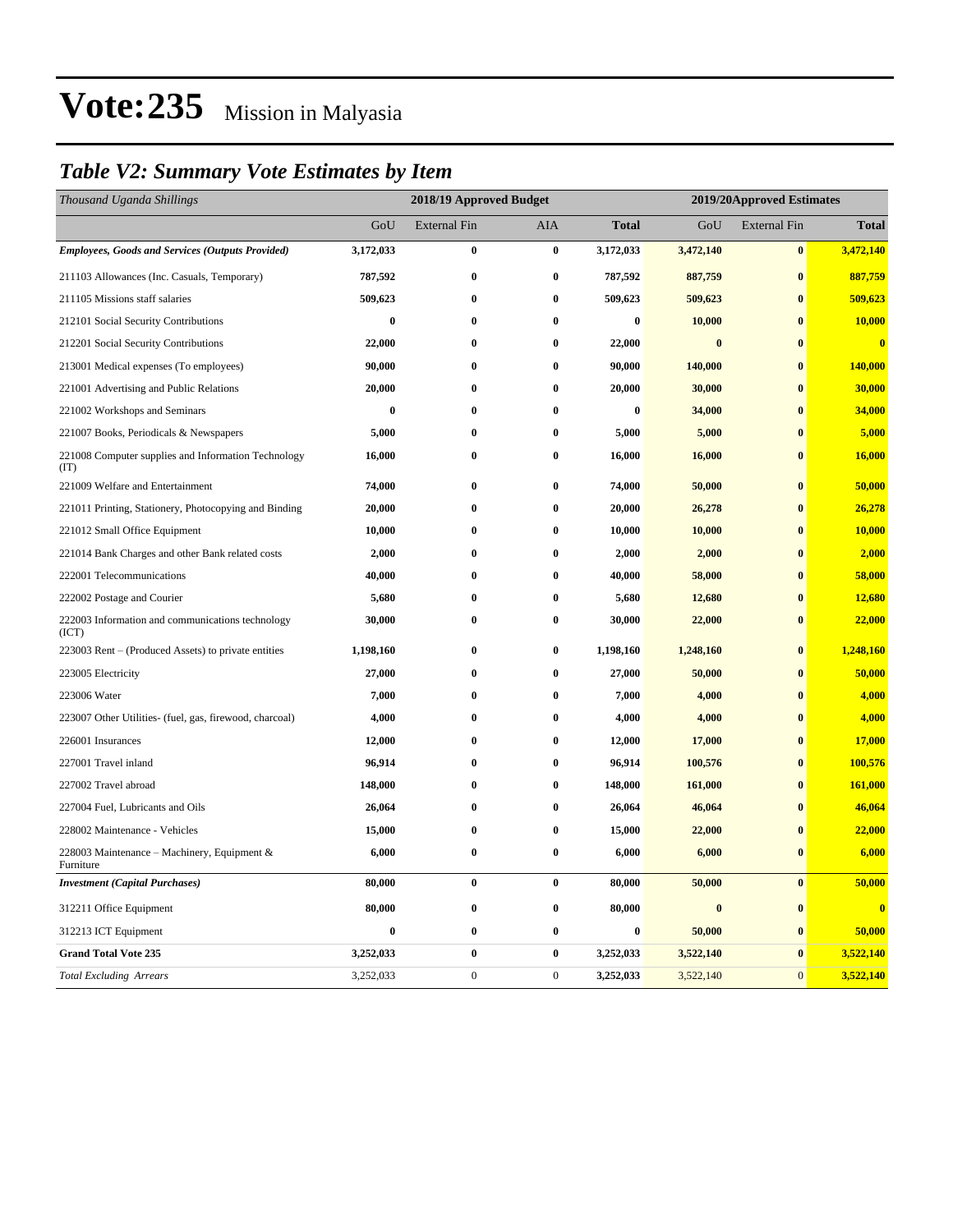# Vote:235 Mission in Malyasia

## *Table V2: Summary Vote Estimates by Item*

| *Thousand Uganda Shillings* | 2018/19 Approved Budget | | | | 2019/20Approved Estimates | | |
|---|---|---|---|---|---|---|---|
| | GoU | External Fin | AIA | **Total** | GoU | External Fin | **Total** |
| ***Employees, Goods and Services (Outputs Provided)*** | **3,172,033** | **0** | **0** | **3,172,033** | **3,472,140** | **0** | **3,472,140** |
| 211103 Allowances (Inc. Casuals, Temporary) | **787,592** | **0** | **0** | **787,592** | **887,759** | **0** | **887,759** |
| 211105 Missions staff salaries | **509,623** | **0** | **0** | **509,623** | **509,623** | **0** | **509,623** |
| 212101 Social Security Contributions | **0** | **0** | **0** | **0** | **10,000** | **0** | **10,000** |
| 212201 Social Security Contributions | **22,000** | **0** | **0** | **22,000** | **0** | **0** | **0** |
| 213001 Medical expenses (To employees) | **90,000** | **0** | **0** | **90,000** | **140,000** | **0** | **140,000** |
| 221001 Advertising and Public Relations | **20,000** | **0** | **0** | **20,000** | **30,000** | **0** | **30,000** |
| 221002 Workshops and Seminars | **0** | **0** | **0** | **0** | **34,000** | **0** | **34,000** |
| 221007 Books, Periodicals & Newspapers | **5,000** | **0** | **0** | **5,000** | **5,000** | **0** | **5,000** |
| 221008 Computer supplies and Information Technology (IT) | **16,000** | **0** | **0** | **16,000** | **16,000** | **0** | **16,000** |
| 221009 Welfare and Entertainment | **74,000** | **0** | **0** | **74,000** | **50,000** | **0** | **50,000** |
| 221011 Printing, Stationery, Photocopying and Binding | **20,000** | **0** | **0** | **20,000** | **26,278** | **0** | **26,278** |
| 221012 Small Office Equipment | **10,000** | **0** | **0** | **10,000** | **10,000** | **0** | **10,000** |
| 221014 Bank Charges and other Bank related costs | **2,000** | **0** | **0** | **2,000** | **2,000** | **0** | **2,000** |
| 222001 Telecommunications | **40,000** | **0** | **0** | **40,000** | **58,000** | **0** | **58,000** |
| 222002 Postage and Courier | **5,680** | **0** | **0** | **5,680** | **12,680** | **0** | **12,680** |
| 222003 Information and communications technology (ICT) | **30,000** | **0** | **0** | **30,000** | **22,000** | **0** | **22,000** |
| 223003 Rent – (Produced Assets) to private entities | **1,198,160** | **0** | **0** | **1,198,160** | **1,248,160** | **0** | **1,248,160** |
| 223005 Electricity | **27,000** | **0** | **0** | **27,000** | **50,000** | **0** | **50,000** |
| 223006 Water | **7,000** | **0** | **0** | **7,000** | **4,000** | **0** | **4,000** |
| 223007 Other Utilities- (fuel, gas, firewood, charcoal) | **4,000** | **0** | **0** | **4,000** | **4,000** | **0** | **4,000** |
| 226001 Insurances | **12,000** | **0** | **0** | **12,000** | **17,000** | **0** | **17,000** |
| 227001 Travel inland | **96,914** | **0** | **0** | **96,914** | **100,576** | **0** | **100,576** |
| 227002 Travel abroad | **148,000** | **0** | **0** | **148,000** | **161,000** | **0** | **161,000** |
| 227004 Fuel, Lubricants and Oils | **26,064** | **0** | **0** | **26,064** | **46,064** | **0** | **46,064** |
| 228002 Maintenance - Vehicles | **15,000** | **0** | **0** | **15,000** | **22,000** | **0** | **22,000** |
| 228003 Maintenance – Machinery, Equipment & Furniture | **6,000** | **0** | **0** | **6,000** | **6,000** | **0** | **6,000** |
| ***Investment (Capital Purchases)*** | **80,000** | **0** | **0** | **80,000** | **50,000** | **0** | **50,000** |
| 312211 Office Equipment | **80,000** | **0** | **0** | **80,000** | **0** | **0** | **0** |
| 312213 ICT Equipment | **0** | **0** | **0** | **0** | **50,000** | **0** | **50,000** |
| **Grand Total Vote 235** | **3,252,033** | **0** | **0** | **3,252,033** | **3,522,140** | **0** | **3,522,140** |
| *Total Excluding Arrears* | 3,252,033 | 0 | 0 | **3,252,033** | 3,522,140 | 0 | **3,522,140** |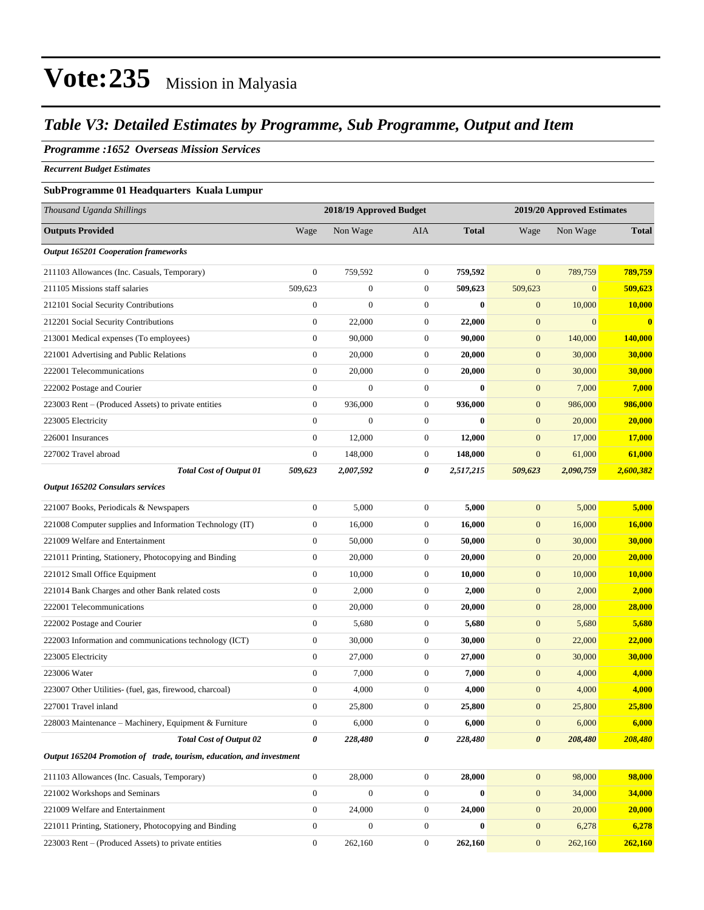# Vote:235 Mission in Malyasia

## *Table V3: Detailed Estimates by Programme, Sub Programme, Output and Item*

### *Programme :1652 Overseas Mission Services*

***Recurrent Budget Estimates***

**SubProgramme 01 Headquarters Kuala Lumpur**

| *Thousand Uganda Shillings* | 2018/19 Approved Budget | | | | 2019/20 Approved Estimates | | |
|---|---|---|---|---|---|---|---|
| **Outputs Provided** | Wage | Non Wage | AIA | **Total** | Wage | Non Wage | **Total** |
| ***Output 165201 Cooperation frameworks*** | | | | | | | |
| 211103 Allowances (Inc. Casuals, Temporary) | 0 | 759,592 | 0 | **759,592** | 0 | 789,759 | **789,759** |
| 211105 Missions staff salaries | 509,623 | 0 | 0 | **509,623** | 509,623 | 0 | **509,623** |
| 212101 Social Security Contributions | 0 | 0 | 0 | **0** | 0 | 10,000 | **10,000** |
| 212201 Social Security Contributions | 0 | 22,000 | 0 | **22,000** | 0 | 0 | **0** |
| 213001 Medical expenses (To employees) | 0 | 90,000 | 0 | **90,000** | 0 | 140,000 | **140,000** |
| 221001 Advertising and Public Relations | 0 | 20,000 | 0 | **20,000** | 0 | 30,000 | **30,000** |
| 222001 Telecommunications | 0 | 20,000 | 0 | **20,000** | 0 | 30,000 | **30,000** |
| 222002 Postage and Courier | 0 | 0 | 0 | **0** | 0 | 7,000 | **7,000** |
| 223003 Rent – (Produced Assets) to private entities | 0 | 936,000 | 0 | **936,000** | 0 | 986,000 | **986,000** |
| 223005 Electricity | 0 | 0 | 0 | **0** | 0 | 20,000 | **20,000** |
| 226001 Insurances | 0 | 12,000 | 0 | **12,000** | 0 | 17,000 | **17,000** |
| 227002 Travel abroad | 0 | 148,000 | 0 | **148,000** | 0 | 61,000 | **61,000** |
| ***Total Cost of Output 01*** | ***509,623*** | ***2,007,592*** | ***0*** | ***2,517,215*** | ***509,623*** | ***2,090,759*** | ***2,600,382*** |
| ***Output 165202 Consulars services*** | | | | | | | |
| 221007 Books, Periodicals & Newspapers | 0 | 5,000 | 0 | **5,000** | 0 | 5,000 | **5,000** |
| 221008 Computer supplies and Information Technology (IT) | 0 | 16,000 | 0 | **16,000** | 0 | 16,000 | **16,000** |
| 221009 Welfare and Entertainment | 0 | 50,000 | 0 | **50,000** | 0 | 30,000 | **30,000** |
| 221011 Printing, Stationery, Photocopying and Binding | 0 | 20,000 | 0 | **20,000** | 0 | 20,000 | **20,000** |
| 221012 Small Office Equipment | 0 | 10,000 | 0 | **10,000** | 0 | 10,000 | **10,000** |
| 221014 Bank Charges and other Bank related costs | 0 | 2,000 | 0 | **2,000** | 0 | 2,000 | **2,000** |
| 222001 Telecommunications | 0 | 20,000 | 0 | **20,000** | 0 | 28,000 | **28,000** |
| 222002 Postage and Courier | 0 | 5,680 | 0 | **5,680** | 0 | 5,680 | **5,680** |
| 222003 Information and communications technology (ICT) | 0 | 30,000 | 0 | **30,000** | 0 | 22,000 | **22,000** |
| 223005 Electricity | 0 | 27,000 | 0 | **27,000** | 0 | 30,000 | **30,000** |
| 223006 Water | 0 | 7,000 | 0 | **7,000** | 0 | 4,000 | **4,000** |
| 223007 Other Utilities- (fuel, gas, firewood, charcoal) | 0 | 4,000 | 0 | **4,000** | 0 | 4,000 | **4,000** |
| 227001 Travel inland | 0 | 25,800 | 0 | **25,800** | 0 | 25,800 | **25,800** |
| 228003 Maintenance – Machinery, Equipment & Furniture | 0 | 6,000 | 0 | **6,000** | 0 | 6,000 | **6,000** |
| ***Total Cost of Output 02*** | ***0*** | ***228,480*** | ***0*** | ***228,480*** | ***0*** | ***208,480*** | ***208,480*** |
| ***Output 165204 Promotion of trade, tourism, education, and investment*** | | | | | | | |
| 211103 Allowances (Inc. Casuals, Temporary) | 0 | 28,000 | 0 | **28,000** | 0 | 98,000 | **98,000** |
| 221002 Workshops and Seminars | 0 | 0 | 0 | **0** | 0 | 34,000 | **34,000** |
| 221009 Welfare and Entertainment | 0 | 24,000 | 0 | **24,000** | 0 | 20,000 | **20,000** |
| 221011 Printing, Stationery, Photocopying and Binding | 0 | 0 | 0 | **0** | 0 | 6,278 | **6,278** |
| 223003 Rent – (Produced Assets) to private entities | 0 | 262,160 | 0 | **262,160** | 0 | 262,160 | **262,160** |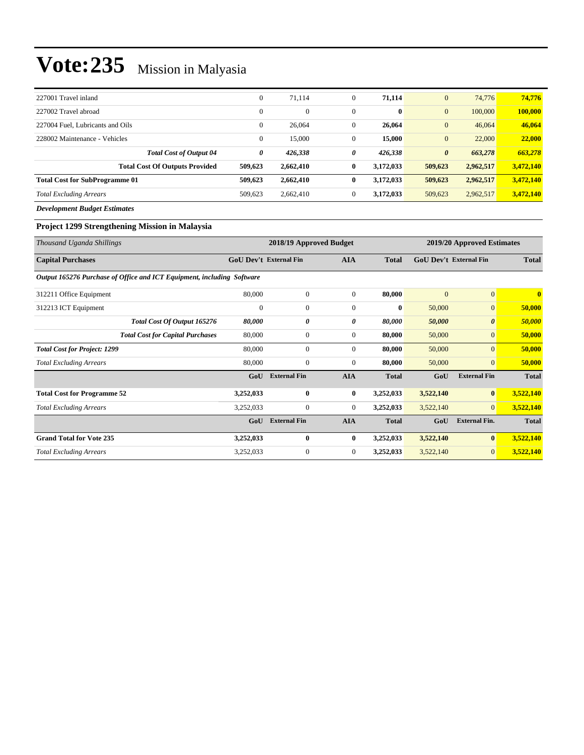# Vote:235 Mission in Malyasia

| | | | | | | | |
|---|---|---|---|---|---|---|---|
| 227001 Travel inland | 0 | 71,114 | 0 | **71,114** | 0 | 74,776 | **74,776** |
| 227002 Travel abroad | 0 | 0 | 0 | **0** | 0 | 100,000 | **100,000** |
| 227004 Fuel, Lubricants and Oils | 0 | 26,064 | 0 | **26,064** | 0 | 46,064 | **46,064** |
| 228002 Maintenance - Vehicles | 0 | 15,000 | 0 | **15,000** | 0 | 22,000 | **22,000** |
| ***Total Cost of Output 04*** | ***0*** | ***426,338*** | ***0*** | ***426,338*** | ***0*** | ***663,278*** | ***663,278*** |
| **Total Cost Of Outputs Provided** | **509,623** | **2,662,410** | **0** | **3,172,033** | **509,623** | **2,962,517** | **3,472,140** |
| **Total Cost for SubProgramme 01** | **509,623** | **2,662,410** | **0** | **3,172,033** | **509,623** | **2,962,517** | **3,472,140** |
| *Total Excluding Arrears* | 509,623 | 2,662,410 | 0 | **3,172,033** | 509,623 | 2,962,517 | **3,472,140** |

***Development Budget Estimates***

**Project 1299 Strengthening Mission in Malaysia**

| *Thousand Uganda Shillings* | 2018/19 Approved Budget | | | | 2019/20 Approved Estimates | | |
|---|---|---|---|---|---|---|---|
| **Capital Purchases** | **GoU Dev't** | **External Fin** | **AIA** | **Total** | **GoU Dev't** | **External Fin** | **Total** |
| ***Output 165276 Purchase of Office and ICT Equipment, including Software*** | | | | | | | |
| 312211 Office Equipment | 80,000 | 0 | 0 | **80,000** | 0 | 0 | **0** |
| 312213 ICT Equipment | 0 | 0 | 0 | **0** | 50,000 | 0 | **50,000** |
| ***Total Cost Of Output 165276*** | ***80,000*** | ***0*** | ***0*** | ***80,000*** | ***50,000*** | ***0*** | ***50,000*** |
| ***Total Cost for Capital Purchases*** | 80,000 | 0 | 0 | **80,000** | 50,000 | 0 | **50,000** |
| ***Total Cost for Project: 1299*** | 80,000 | 0 | 0 | **80,000** | 50,000 | 0 | **50,000** |
| *Total Excluding Arrears* | 80,000 | 0 | 0 | **80,000** | 50,000 | 0 | **50,000** |
| | **GoU** | **External Fin** | **AIA** | **Total** | **GoU** | **External Fin** | **Total** |
| **Total Cost for Programme 52** | **3,252,033** | **0** | **0** | **3,252,033** | **3,522,140** | **0** | **3,522,140** |
| *Total Excluding Arrears* | 3,252,033 | 0 | 0 | **3,252,033** | 3,522,140 | 0 | **3,522,140** |
| | **GoU** | **External Fin** | **AIA** | **Total** | **GoU** | **External Fin.** | **Total** |
| **Grand Total for Vote 235** | **3,252,033** | **0** | **0** | **3,252,033** | **3,522,140** | **0** | **3,522,140** |
| *Total Excluding Arrears* | 3,252,033 | 0 | 0 | **3,252,033** | 3,522,140 | 0 | **3,522,140** |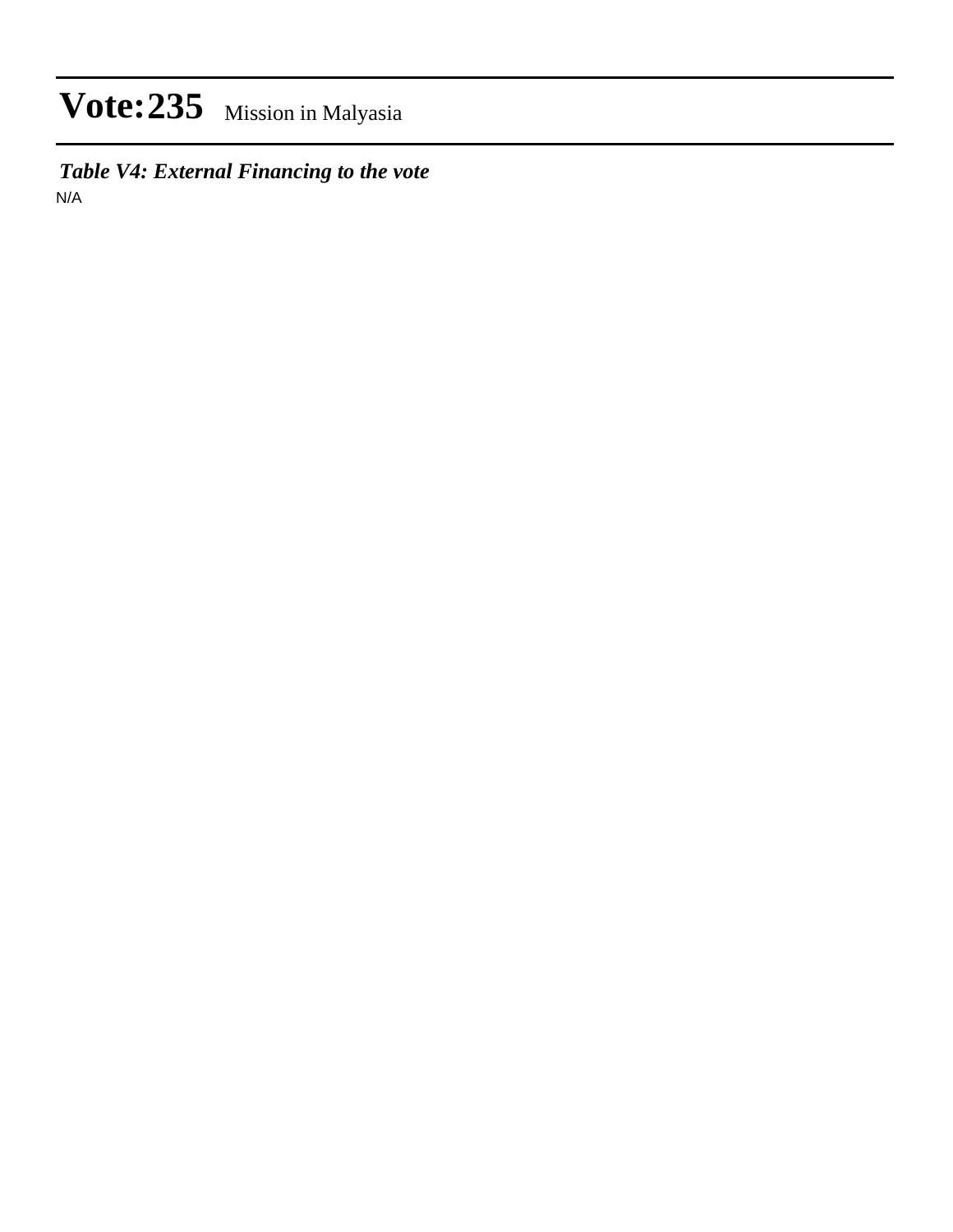# Vote:235 Mission in Malyasia

***Table V4: External Financing to the vote***

N/A